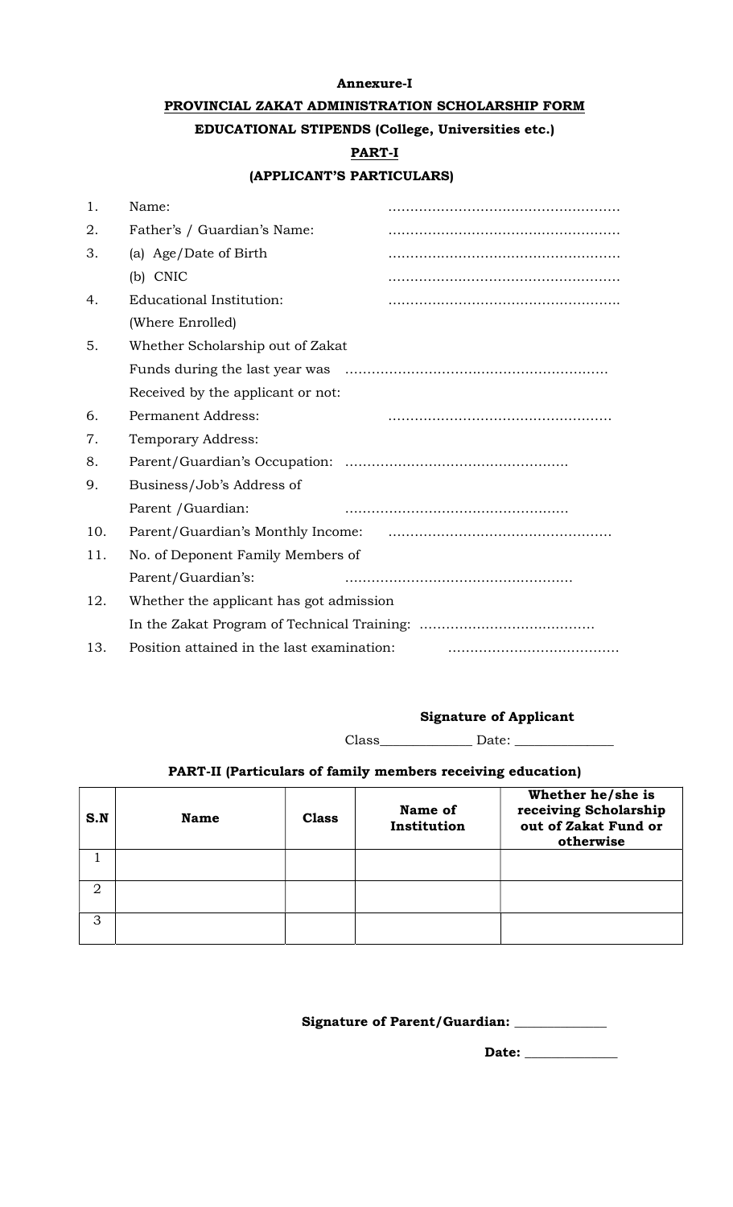**Annexure-I**

**PROVINCIAL ZAKAT ADMINISTRATION SCHOLARSHIP FORM**

**EDUCATIONAL STIPENDS (College, Universities etc.)**

**PART-I**

**(APPLICANT'S PARTICULARS)**

1. Name: ....................................................
2. Father's / Guardian's Name: ....................................................
3. (a) Age/Date of Birth ....................................................
   (b) CNIC ....................................................
4. Educational Institution: ....................................................
   (Where Enrolled)
5. Whether Scholarship out of Zakat Funds during the last year was Received by the applicant or not: ..........................................................
6. Permanent Address: ..................................................
7. Temporary Address:
8. Parent/Guardian's Occupation: ..................................................
9. Business/Job's Address of Parent /Guardian: ..................................................
10. Parent/Guardian's Monthly Income: ..................................................
11. No. of Deponent Family Members of Parent/Guardian's: ...................................................
12. Whether the applicant has got admission In the Zakat Program of Technical Training: ........................................
13. Position attained in the last examination: .......................................

**Signature of Applicant**

Class_____________ Date: ______________

**PART-II (Particulars of family members receiving education)**

| S.N | Name | Class | Name of Institution | Whether he/she is receiving Scholarship out of Zakat Fund or otherwise |
|---|---|---|---|---|
| 1 | | | | |
| 2 | | | | |
| 3 | | | | |

**Signature of Parent/Guardian:** _____________

**Date:** ______________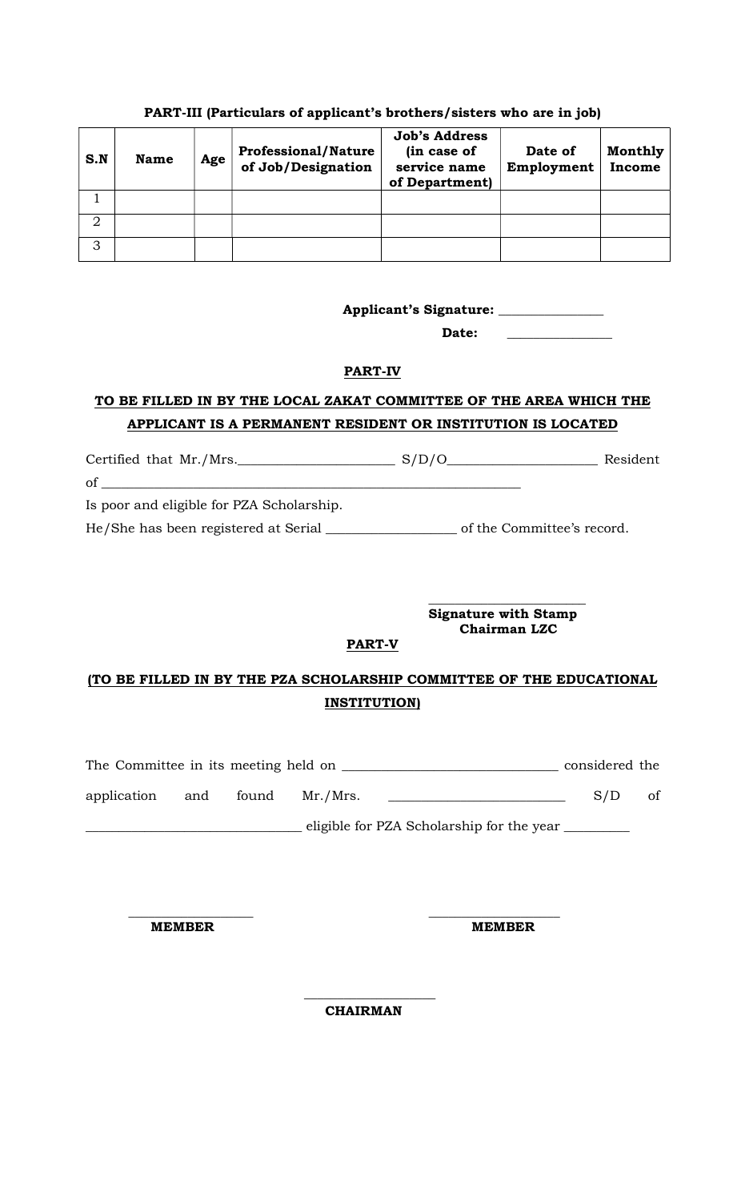**PART-III (Particulars of applicant's brothers/sisters who are in job)**

| S.N | Name | Age | Professional/Nature of Job/Designation | Job's Address (in case of service name of Department) | Date of Employment | Monthly Income |
|---|---|---|---|---|---|---|
| 1 | | | | | | |
| 2 | | | | | | |
| 3 | | | | | | |

**Applicant's Signature:** _______________

**Date:** _______________

## PART-IV

### TO BE FILLED IN BY THE LOCAL ZAKAT COMMITTEE OF THE AREA WHICH THE APPLICANT IS A PERMANENT RESIDENT OR INSTITUTION IS LOCATED

Certified that Mr./Mrs.______________________ S/D/O______________________ Resident of ______________________________________________________________

Is poor and eligible for PZA Scholarship.

He/She has been registered at Serial __________________ of the Committee's record.

______________________

**Signature with Stamp**
**Chairman LZC**

## PART-V

### (TO BE FILLED IN BY THE PZA SCHOLARSHIP COMMITTEE OF THE EDUCATIONAL INSTITUTION)

The Committee in its meeting held on ______________________________ considered the application and found Mr./Mrs. ________________________ S/D of ______________________________ eligible for PZA Scholarship for the year _________

__________________ **MEMBER**

__________________ **MEMBER**

__________________ **CHAIRMAN**